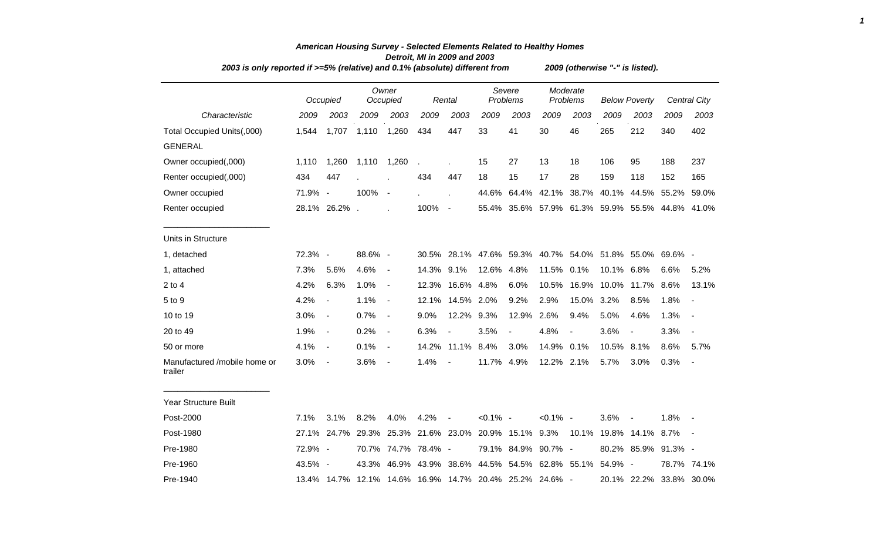## American Housing Survey - Selected Elements Related to Healthy Homes

### Detroit, MI in 2009 and 2003

*2003 is only reported if >=5% (relative) and 0.1% (absolute) different from 2009 (otherwise "-" is listed).*

| | Occupied | | Owner Occupied | | Rental | | Severe Problems | | Moderate Problems | | Below Poverty | | Central City | |
|---|---|---|---|---|---|---|---|---|---|---|---|---|---|---|
| *Characteristic* | *2009* | *2003* | *2009* | *2003* | *2009* | *2003* | *2009* | *2003* | *2009* | *2003* | *2009* | *2003* | *2009* | *2003* |
| Total Occupied Units(,000) | 1,544 | 1,707 | 1,110 | 1,260 | 434 | 447 | 33 | 41 | 30 | 46 | 265 | 212 | 340 | 402 |
| GENERAL | | | | | | | | | | | | | | |
| Owner occupied(,000) | 1,110 | 1,260 | 1,110 | 1,260 | . | . | 15 | 27 | 13 | 18 | 106 | 95 | 188 | 237 |
| Renter occupied(,000) | 434 | 447 | . | . | 434 | 447 | 18 | 15 | 17 | 28 | 159 | 118 | 152 | 165 |
| Owner occupied | 71.9% | - | 100% | - | . | . | 44.6% | 64.4% | 42.1% | 38.7% | 40.1% | 44.5% | 55.2% | 59.0% |
| Renter occupied | 28.1% | 26.2% | . | . | 100% | - | 55.4% | 35.6% | 57.9% | 61.3% | 59.9% | 55.5% | 44.8% | 41.0% |
| Units in Structure | | | | | | | | | | | | | | |
| 1, detached | 72.3% | - | 88.6% | - | 30.5% | 28.1% | 47.6% | 59.3% | 40.7% | 54.0% | 51.8% | 55.0% | 69.6% | - |
| 1, attached | 7.3% | 5.6% | 4.6% | - | 14.3% | 9.1% | 12.6% | 4.8% | 11.5% | 0.1% | 10.1% | 6.8% | 6.6% | 5.2% |
| 2 to 4 | 4.2% | 6.3% | 1.0% | - | 12.3% | 16.6% | 4.8% | 6.0% | 10.5% | 16.9% | 10.0% | 11.7% | 8.6% | 13.1% |
| 5 to 9 | 4.2% | - | 1.1% | - | 12.1% | 14.5% | 2.0% | 9.2% | 2.9% | 15.0% | 3.2% | 8.5% | 1.8% | - |
| 10 to 19 | 3.0% | - | 0.7% | - | 9.0% | 12.2% | 9.3% | 12.9% | 2.6% | 9.4% | 5.0% | 4.6% | 1.3% | - |
| 20 to 49 | 1.9% | - | 0.2% | - | 6.3% | - | 3.5% | - | 4.8% | - | 3.6% | - | 3.3% | - |
| 50 or more | 4.1% | - | 0.1% | - | 14.2% | 11.1% | 8.4% | 3.0% | 14.9% | 0.1% | 10.5% | 8.1% | 8.6% | 5.7% |
| Manufactured /mobile home or trailer | 3.0% | - | 3.6% | - | 1.4% | - | 11.7% | 4.9% | 12.2% | 2.1% | 5.7% | 3.0% | 0.3% | - |
| Year Structure Built | | | | | | | | | | | | | | |
| Post-2000 | 7.1% | 3.1% | 8.2% | 4.0% | 4.2% | - | <0.1% | - | <0.1% | - | 3.6% | - | 1.8% | - |
| Post-1980 | 27.1% | 24.7% | 29.3% | 25.3% | 21.6% | 23.0% | 20.9% | 15.1% | 9.3% | 10.1% | 19.8% | 14.1% | 8.7% | - |
| Pre-1980 | 72.9% | - | 70.7% | 74.7% | 78.4% | - | 79.1% | 84.9% | 90.7% | - | 80.2% | 85.9% | 91.3% | - |
| Pre-1960 | 43.5% | - | 43.3% | 46.9% | 43.9% | 38.6% | 44.5% | 54.5% | 62.8% | 55.1% | 54.9% | - | 78.7% | 74.1% |
| Pre-1940 | 13.4% | 14.7% | 12.1% | 14.6% | 16.9% | 14.7% | 20.4% | 25.2% | 24.6% | - | 20.1% | 22.2% | 33.8% | 30.0% |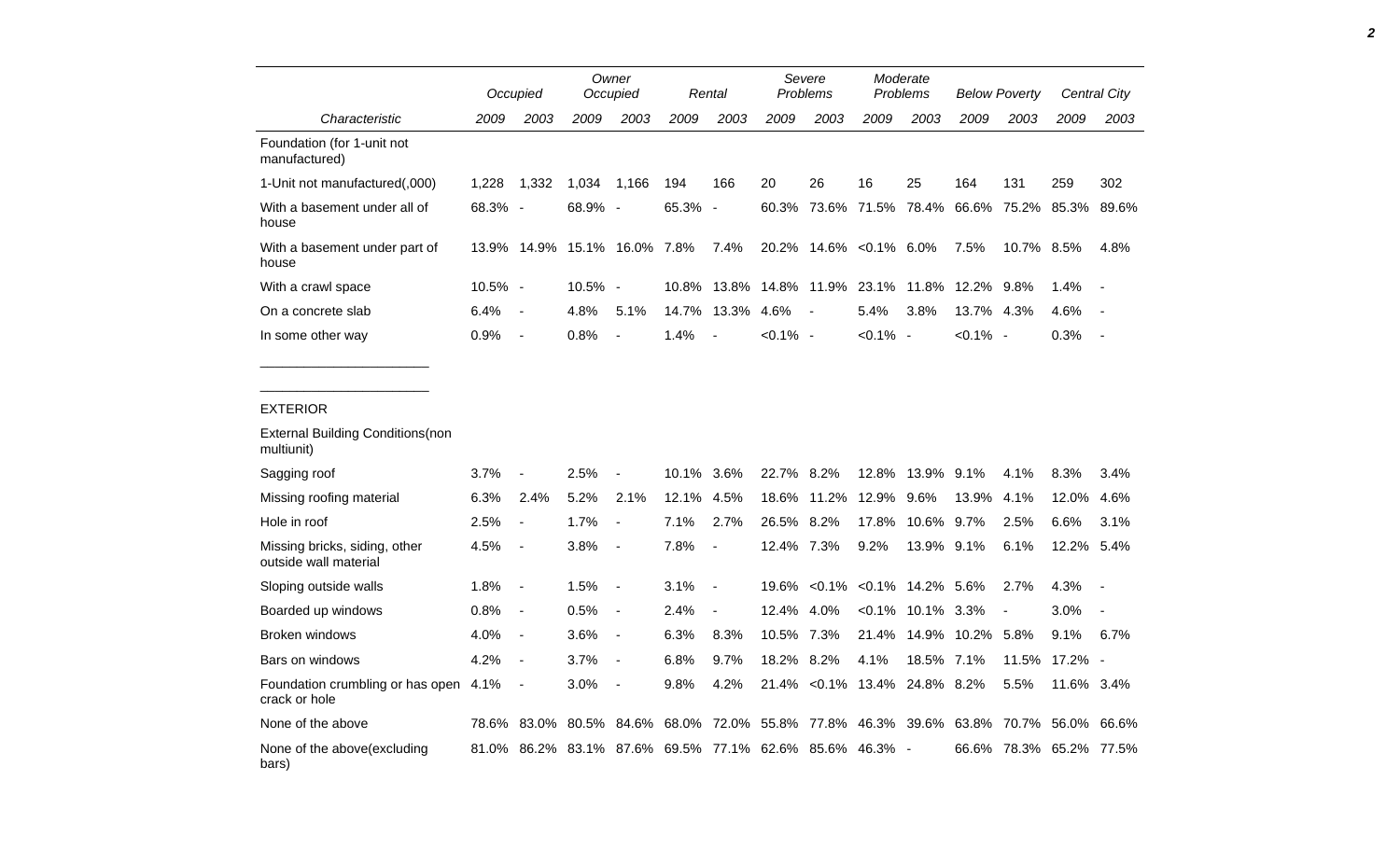| Characteristic | Occupied | | Owner Occupied | | Rental | | Severe Problems | | Moderate Problems | | Below Poverty | | Central City | |
|---|---|---|---|---|---|---|---|---|---|---|---|---|---|---|
| | 2009 | 2003 | 2009 | 2003 | 2009 | 2003 | 2009 | 2003 | 2009 | 2003 | 2009 | 2003 | 2009 | 2003 |
| Foundation (for 1-unit not manufactured) | | | | | | | | | | | | | | |
| 1-Unit not manufactured(,000) | 1,228 | 1,332 | 1,034 | 1,166 | 194 | 166 | 20 | 26 | 16 | 25 | 164 | 131 | 259 | 302 |
| With a basement under all of house | 68.3% | - | 68.9% | - | 65.3% | - | 60.3% | 73.6% | 71.5% | 78.4% | 66.6% | 75.2% | 85.3% | 89.6% |
| With a basement under part of house | 13.9% | 14.9% | 15.1% | 16.0% | 7.8% | 7.4% | 20.2% | 14.6% | <0.1% | 6.0% | 7.5% | 10.7% | 8.5% | 4.8% |
| With a crawl space | 10.5% | - | 10.5% | - | 10.8% | 13.8% | 14.8% | 11.9% | 23.1% | 11.8% | 12.2% | 9.8% | 1.4% | - |
| On a concrete slab | 6.4% | - | 4.8% | 5.1% | 14.7% | 13.3% | 4.6% | - | 5.4% | 3.8% | 13.7% | 4.3% | 4.6% | - |
| In some other way | 0.9% | - | 0.8% | - | 1.4% | - | <0.1% | - | <0.1% | - | <0.1% | - | 0.3% | - |
| | | | | | | | | | | | | | | |
| EXTERIOR | | | | | | | | | | | | | | |
| External Building Conditions(non multiunit) | | | | | | | | | | | | | | |
| Sagging roof | 3.7% | - | 2.5% | - | 10.1% | 3.6% | 22.7% | 8.2% | 12.8% | 13.9% | 9.1% | 4.1% | 8.3% | 3.4% |
| Missing roofing material | 6.3% | 2.4% | 5.2% | 2.1% | 12.1% | 4.5% | 18.6% | 11.2% | 12.9% | 9.6% | 13.9% | 4.1% | 12.0% | 4.6% |
| Hole in roof | 2.5% | - | 1.7% | - | 7.1% | 2.7% | 26.5% | 8.2% | 17.8% | 10.6% | 9.7% | 2.5% | 6.6% | 3.1% |
| Missing bricks, siding, other outside wall material | 4.5% | - | 3.8% | - | 7.8% | - | 12.4% | 7.3% | 9.2% | 13.9% | 9.1% | 6.1% | 12.2% | 5.4% |
| Sloping outside walls | 1.8% | - | 1.5% | - | 3.1% | - | 19.6% | <0.1% | <0.1% | 14.2% | 5.6% | 2.7% | 4.3% | - |
| Boarded up windows | 0.8% | - | 0.5% | - | 2.4% | - | 12.4% | 4.0% | <0.1% | 10.1% | 3.3% | - | 3.0% | - |
| Broken windows | 4.0% | - | 3.6% | - | 6.3% | 8.3% | 10.5% | 7.3% | 21.4% | 14.9% | 10.2% | 5.8% | 9.1% | 6.7% |
| Bars on windows | 4.2% | - | 3.7% | - | 6.8% | 9.7% | 18.2% | 8.2% | 4.1% | 18.5% | 7.1% | 11.5% | 17.2% | - |
| Foundation crumbling or has open crack or hole | 4.1% | - | 3.0% | - | 9.8% | 4.2% | 21.4% | <0.1% | 13.4% | 24.8% | 8.2% | 5.5% | 11.6% | 3.4% |
| None of the above | 78.6% | 83.0% | 80.5% | 84.6% | 68.0% | 72.0% | 55.8% | 77.8% | 46.3% | 39.6% | 63.8% | 70.7% | 56.0% | 66.6% |
| None of the above(excluding bars) | 81.0% | 86.2% | 83.1% | 87.6% | 69.5% | 77.1% | 62.6% | 85.6% | 46.3% | - | 66.6% | 78.3% | 65.2% | 77.5% |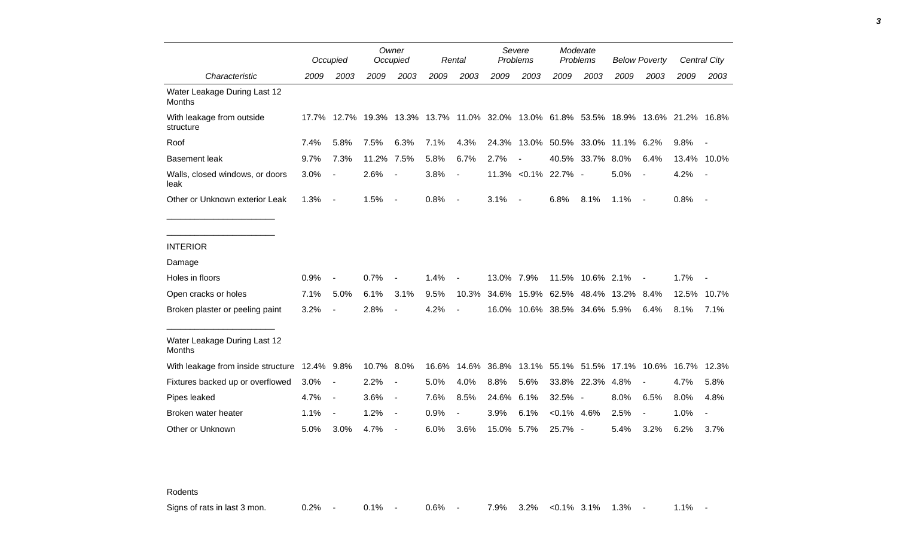| | Occupied | | Owner Occupied | | Rental | | Severe Problems | | Moderate Problems | | Below Poverty | | Central City | |
|---|---|---|---|---|---|---|---|---|---|---|---|---|---|---|
| Characteristic | 2009 | 2003 | 2009 | 2003 | 2009 | 2003 | 2009 | 2003 | 2009 | 2003 | 2009 | 2003 | 2009 | 2003 |
| Water Leakage During Last 12 Months | | | | | | | | | | | | | | |
| With leakage from outside structure | 17.7% | 12.7% | 19.3% | 13.3% | 13.7% | 11.0% | 32.0% | 13.0% | 61.8% | 53.5% | 18.9% | 13.6% | 21.2% | 16.8% |
| Roof | 7.4% | 5.8% | 7.5% | 6.3% | 7.1% | 4.3% | 24.3% | 13.0% | 50.5% | 33.0% | 11.1% | 6.2% | 9.8% | - |
| Basement leak | 9.7% | 7.3% | 11.2% | 7.5% | 5.8% | 6.7% | 2.7% | - | 40.5% | 33.7% | 8.0% | 6.4% | 13.4% | 10.0% |
| Walls, closed windows, or doors leak | 3.0% | - | 2.6% | - | 3.8% | - | 11.3% | <0.1% | 22.7% | - | 5.0% | - | 4.2% | - |
| Other or Unknown exterior Leak | 1.3% | - | 1.5% | - | 0.8% | - | 3.1% | - | 6.8% | 8.1% | 1.1% | - | 0.8% | - |
| INTERIOR | | | | | | | | | | | | | | |
| Damage | | | | | | | | | | | | | | |
| Holes in floors | 0.9% | - | 0.7% | - | 1.4% | - | 13.0% | 7.9% | 11.5% | 10.6% | 2.1% | - | 1.7% | - |
| Open cracks or holes | 7.1% | 5.0% | 6.1% | 3.1% | 9.5% | 10.3% | 34.6% | 15.9% | 62.5% | 48.4% | 13.2% | 8.4% | 12.5% | 10.7% |
| Broken plaster or peeling paint | 3.2% | - | 2.8% | - | 4.2% | - | 16.0% | 10.6% | 38.5% | 34.6% | 5.9% | 6.4% | 8.1% | 7.1% |
| Water Leakage During Last 12 Months | | | | | | | | | | | | | | |
| With leakage from inside structure | 12.4% | 9.8% | 10.7% | 8.0% | 16.6% | 14.6% | 36.8% | 13.1% | 55.1% | 51.5% | 17.1% | 10.6% | 16.7% | 12.3% |
| Fixtures backed up or overflowed | 3.0% | - | 2.2% | - | 5.0% | 4.0% | 8.8% | 5.6% | 33.8% | 22.3% | 4.8% | - | 4.7% | 5.8% |
| Pipes leaked | 4.7% | - | 3.6% | - | 7.6% | 8.5% | 24.6% | 6.1% | 32.5% | - | 8.0% | 6.5% | 8.0% | 4.8% |
| Broken water heater | 1.1% | - | 1.2% | - | 0.9% | - | 3.9% | 6.1% | <0.1% | 4.6% | 2.5% | - | 1.0% | - |
| Other or Unknown | 5.0% | 3.0% | 4.7% | - | 6.0% | 3.6% | 15.0% | 5.7% | 25.7% | - | 5.4% | 3.2% | 6.2% | 3.7% |
| Rodents | | | | | | | | | | | | | | |
| Signs of rats in last 3 mon. | 0.2% | - | 0.1% | - | 0.6% | - | 7.9% | 3.2% | <0.1% | 3.1% | 1.3% | - | 1.1% | - |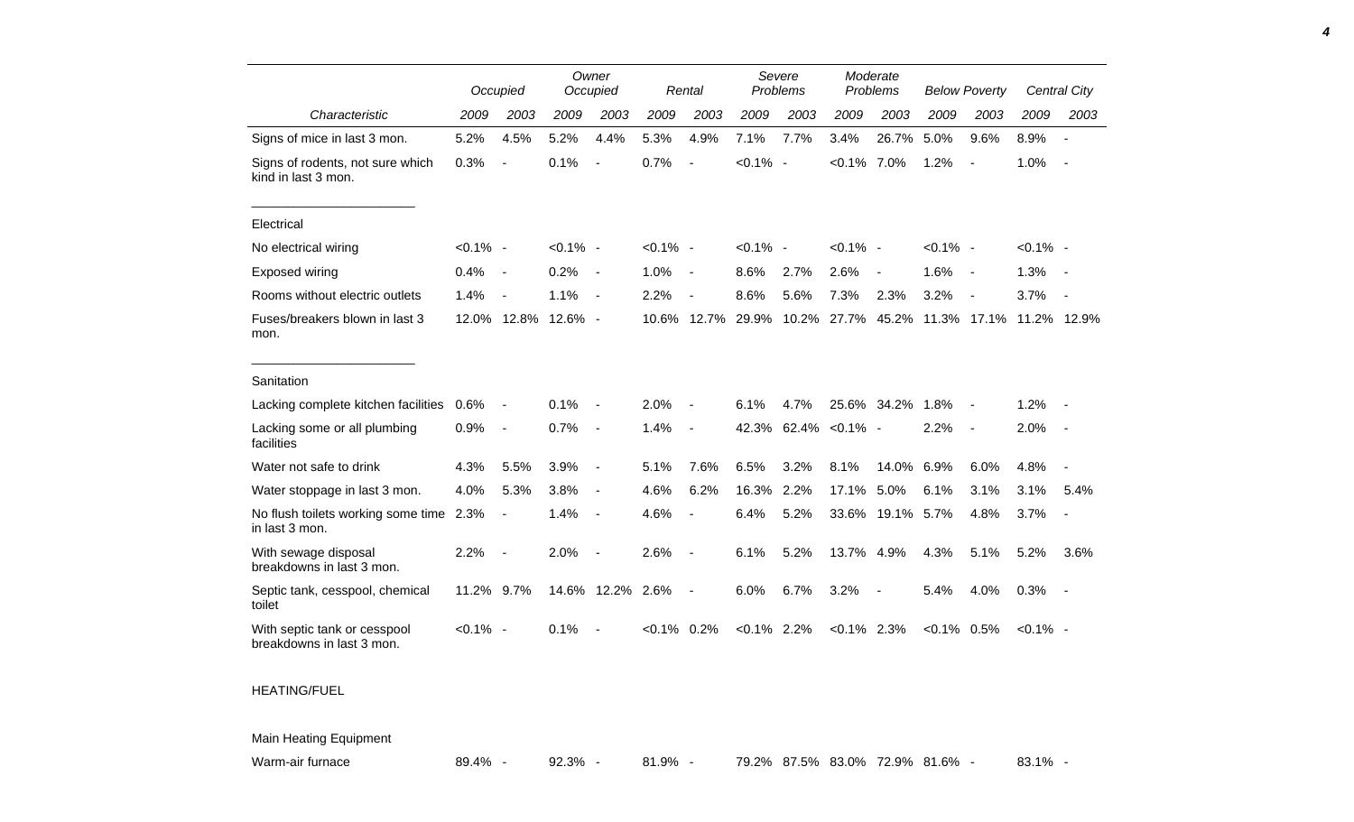| Characteristic | Occupied 2009 | Occupied 2003 | Owner Occupied 2009 | Owner Occupied 2003 | Rental 2009 | Rental 2003 | Severe Problems 2009 | Severe Problems 2003 | Moderate Problems 2009 | Moderate Problems 2003 | Below Poverty 2009 | Below Poverty 2003 | Central City 2009 | Central City 2003 |
|---|---|---|---|---|---|---|---|---|---|---|---|---|---|---|
| Signs of mice in last 3 mon. | 5.2% | 4.5% | 5.2% | 4.4% | 5.3% | 4.9% | 7.1% | 7.7% | 3.4% | 26.7% | 5.0% | 9.6% | 8.9% | - |
| Signs of rodents, not sure which kind in last 3 mon. | 0.3% | - | 0.1% | - | 0.7% | - | <0.1% | - | <0.1% | 7.0% | 1.2% | - | 1.0% | - |
| Electrical | | | | | | | | | | | | | | |
| No electrical wiring | <0.1% | - | <0.1% | - | <0.1% | - | <0.1% | - | <0.1% | - | <0.1% | - | <0.1% | - |
| Exposed wiring | 0.4% | - | 0.2% | - | 1.0% | - | 8.6% | 2.7% | 2.6% | - | 1.6% | - | 1.3% | - |
| Rooms without electric outlets | 1.4% | - | 1.1% | - | 2.2% | - | 8.6% | 5.6% | 7.3% | 2.3% | 3.2% | - | 3.7% | - |
| Fuses/breakers blown in last 3 mon. | 12.0% | 12.8% | 12.6% | - | 10.6% | 12.7% | 29.9% | 10.2% | 27.7% | 45.2% | 11.3% | 17.1% | 11.2% | 12.9% |
| Sanitation | | | | | | | | | | | | | | |
| Lacking complete kitchen facilities | 0.6% | - | 0.1% | - | 2.0% | - | 6.1% | 4.7% | 25.6% | 34.2% | 1.8% | - | 1.2% | - |
| Lacking some or all plumbing facilities | 0.9% | - | 0.7% | - | 1.4% | - | 42.3% | 62.4% | <0.1% | - | 2.2% | - | 2.0% | - |
| Water not safe to drink | 4.3% | 5.5% | 3.9% | - | 5.1% | 7.6% | 6.5% | 3.2% | 8.1% | 14.0% | 6.9% | 6.0% | 4.8% | - |
| Water stoppage in last 3 mon. | 4.0% | 5.3% | 3.8% | - | 4.6% | 6.2% | 16.3% | 2.2% | 17.1% | 5.0% | 6.1% | 3.1% | 3.1% | 5.4% |
| No flush toilets working some time in last 3 mon. | 2.3% | - | 1.4% | - | 4.6% | - | 6.4% | 5.2% | 33.6% | 19.1% | 5.7% | 4.8% | 3.7% | - |
| With sewage disposal breakdowns in last 3 mon. | 2.2% | - | 2.0% | - | 2.6% | - | 6.1% | 5.2% | 13.7% | 4.9% | 4.3% | 5.1% | 5.2% | 3.6% |
| Septic tank, cesspool, chemical toilet | 11.2% | 9.7% | 14.6% | 12.2% | 2.6% | - | 6.0% | 6.7% | 3.2% | - | 5.4% | 4.0% | 0.3% | - |
| With septic tank or cesspool breakdowns in last 3 mon. | <0.1% | - | 0.1% | - | <0.1% | 0.2% | <0.1% | 2.2% | <0.1% | 2.3% | <0.1% | 0.5% | <0.1% | - |
| HEATING/FUEL | | | | | | | | | | | | | | |
| Main Heating Equipment | | | | | | | | | | | | | | |
| Warm-air furnace | 89.4% | - | 92.3% | - | 81.9% | - | 79.2% | 87.5% | 83.0% | 72.9% | 81.6% | - | 83.1% | - |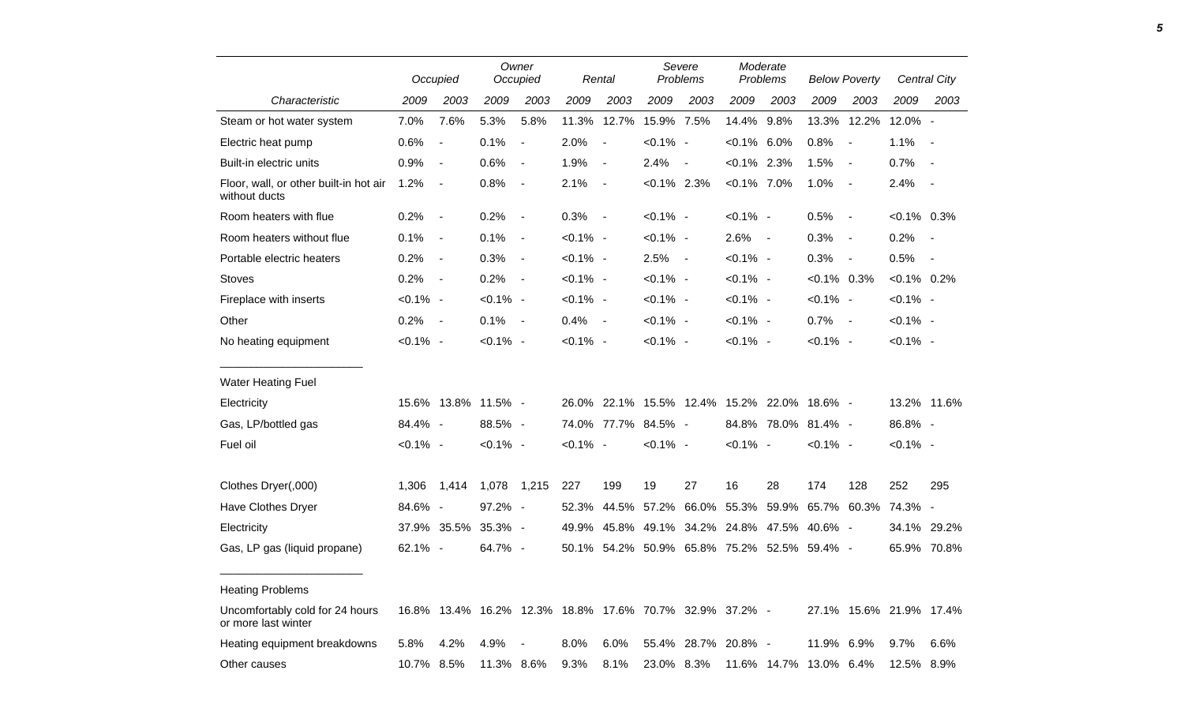| | Occupied | | Owner Occupied | | Rental | | Severe Problems | | Moderate Problems | | Below Poverty | | Central City | |
|---|---|---|---|---|---|---|---|---|---|---|---|---|---|---|
| *Characteristic* | *2009* | *2003* | *2009* | *2003* | *2009* | *2003* | *2009* | *2003* | *2009* | *2003* | *2009* | *2003* | *2009* | *2003* |
| Steam or hot water system | 7.0% | 7.6% | 5.3% | 5.8% | 11.3% | 12.7% | 15.9% | 7.5% | 14.4% | 9.8% | 13.3% | 12.2% | 12.0% | - |
| Electric heat pump | 0.6% | - | 0.1% | - | 2.0% | - | <0.1% | - | <0.1% | 6.0% | 0.8% | - | 1.1% | - |
| Built-in electric units | 0.9% | - | 0.6% | - | 1.9% | - | 2.4% | - | <0.1% | 2.3% | 1.5% | - | 0.7% | - |
| Floor, wall, or other built-in hot air without ducts | 1.2% | - | 0.8% | - | 2.1% | - | <0.1% | 2.3% | <0.1% | 7.0% | 1.0% | - | 2.4% | - |
| Room heaters with flue | 0.2% | - | 0.2% | - | 0.3% | - | <0.1% | - | <0.1% | - | 0.5% | - | <0.1% | 0.3% |
| Room heaters without flue | 0.1% | - | 0.1% | - | <0.1% | - | <0.1% | - | 2.6% | - | 0.3% | - | 0.2% | - |
| Portable electric heaters | 0.2% | - | 0.3% | - | <0.1% | - | 2.5% | - | <0.1% | - | 0.3% | - | 0.5% | - |
| Stoves | 0.2% | - | 0.2% | - | <0.1% | - | <0.1% | - | <0.1% | - | <0.1% | 0.3% | <0.1% | 0.2% |
| Fireplace with inserts | <0.1% | - | <0.1% | - | <0.1% | - | <0.1% | - | <0.1% | - | <0.1% | - | <0.1% | - |
| Other | 0.2% | - | 0.1% | - | 0.4% | - | <0.1% | - | <0.1% | - | 0.7% | - | <0.1% | - |
| No heating equipment | <0.1% | - | <0.1% | - | <0.1% | - | <0.1% | - | <0.1% | - | <0.1% | - | <0.1% | - |
| Water Heating Fuel | | | | | | | | | | | | | | |
| Electricity | 15.6% | 13.8% | 11.5% | - | 26.0% | 22.1% | 15.5% | 12.4% | 15.2% | 22.0% | 18.6% | - | 13.2% | 11.6% |
| Gas, LP/bottled gas | 84.4% | - | 88.5% | - | 74.0% | 77.7% | 84.5% | - | 84.8% | 78.0% | 81.4% | - | 86.8% | - |
| Fuel oil | <0.1% | - | <0.1% | - | <0.1% | - | <0.1% | - | <0.1% | - | <0.1% | - | <0.1% | - |
| Clothes Dryer(,000) | 1,306 | 1,414 | 1,078 | 1,215 | 227 | 199 | 19 | 27 | 16 | 28 | 174 | 128 | 252 | 295 |
| Have Clothes Dryer | 84.6% | - | 97.2% | - | 52.3% | 44.5% | 57.2% | 66.0% | 55.3% | 59.9% | 65.7% | 60.3% | 74.3% | - |
| Electricity | 37.9% | 35.5% | 35.3% | - | 49.9% | 45.8% | 49.1% | 34.2% | 24.8% | 47.5% | 40.6% | - | 34.1% | 29.2% |
| Gas, LP gas (liquid propane) | 62.1% | - | 64.7% | - | 50.1% | 54.2% | 50.9% | 65.8% | 75.2% | 52.5% | 59.4% | - | 65.9% | 70.8% |
| Heating Problems | | | | | | | | | | | | | | |
| Uncomfortably cold for 24 hours or more last winter | 16.8% | 13.4% | 16.2% | 12.3% | 18.8% | 17.6% | 70.7% | 32.9% | 37.2% | - | 27.1% | 15.6% | 21.9% | 17.4% |
| Heating equipment breakdowns | 5.8% | 4.2% | 4.9% | - | 8.0% | 6.0% | 55.4% | 28.7% | 20.8% | - | 11.9% | 6.9% | 9.7% | 6.6% |
| Other causes | 10.7% | 8.5% | 11.3% | 8.6% | 9.3% | 8.1% | 23.0% | 8.3% | 11.6% | 14.7% | 13.0% | 6.4% | 12.5% | 8.9% |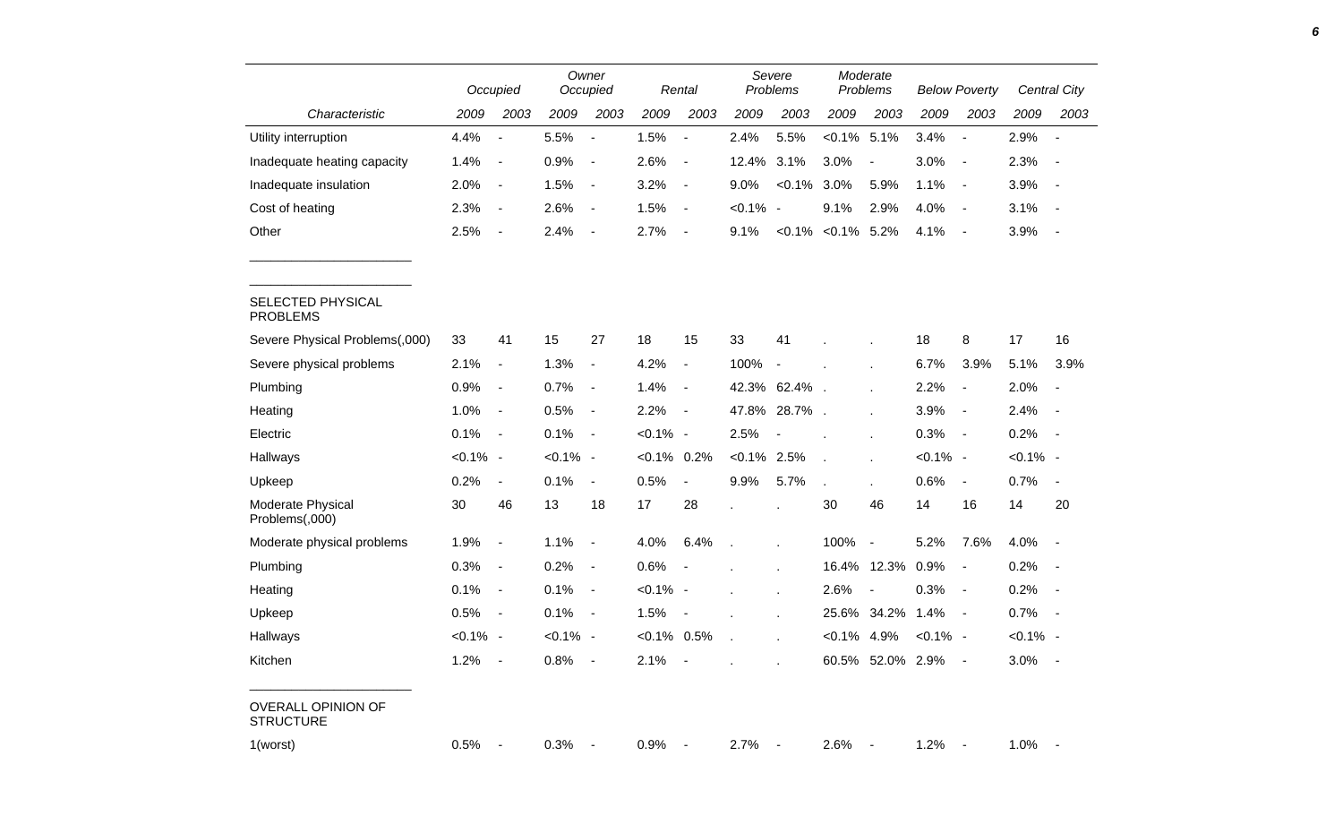| Characteristic | Occupied | | Owner Occupied | | Rental | | Severe Problems | | Moderate Problems | | Below Poverty | | Central City | |
|---|---|---|---|---|---|---|---|---|---|---|---|---|---|---|
| | 2009 | 2003 | 2009 | 2003 | 2009 | 2003 | 2009 | 2003 | 2009 | 2003 | 2009 | 2003 | 2009 | 2003 |
| Utility interruption | 4.4% | - | 5.5% | - | 1.5% | - | 2.4% | 5.5% | <0.1% | 5.1% | 3.4% | - | 2.9% | - |
| Inadequate heating capacity | 1.4% | - | 0.9% | - | 2.6% | - | 12.4% | 3.1% | 3.0% | - | 3.0% | - | 2.3% | - |
| Inadequate insulation | 2.0% | - | 1.5% | - | 3.2% | - | 9.0% | <0.1% | 3.0% | 5.9% | 1.1% | - | 3.9% | - |
| Cost of heating | 2.3% | - | 2.6% | - | 1.5% | - | <0.1% | - | 9.1% | 2.9% | 4.0% | - | 3.1% | - |
| Other | 2.5% | - | 2.4% | - | 2.7% | - | 9.1% | <0.1% | <0.1% | 5.2% | 4.1% | - | 3.9% | - |
| SELECTED PHYSICAL PROBLEMS | | | | | | | | | | | | | | |
| Severe Physical Problems(,000) | 33 | 41 | 15 | 27 | 18 | 15 | 33 | 41 | . | . | 18 | 8 | 17 | 16 |
| Severe physical problems | 2.1% | - | 1.3% | - | 4.2% | - | 100% | - | . | . | 6.7% | 3.9% | 5.1% | 3.9% |
| Plumbing | 0.9% | - | 0.7% | - | 1.4% | - | 42.3% | 62.4% | . | . | 2.2% | - | 2.0% | - |
| Heating | 1.0% | - | 0.5% | - | 2.2% | - | 47.8% | 28.7% | . | . | 3.9% | - | 2.4% | - |
| Electric | 0.1% | - | 0.1% | - | <0.1% | - | 2.5% | - | . | . | 0.3% | - | 0.2% | - |
| Hallways | <0.1% | - | <0.1% | - | <0.1% | 0.2% | <0.1% | 2.5% | . | . | <0.1% | - | <0.1% | - |
| Upkeep | 0.2% | - | 0.1% | - | 0.5% | - | 9.9% | 5.7% | . | . | 0.6% | - | 0.7% | - |
| Moderate Physical Problems(,000) | 30 | 46 | 13 | 18 | 17 | 28 | . | . | 30 | 46 | 14 | 16 | 14 | 20 |
| Moderate physical problems | 1.9% | - | 1.1% | - | 4.0% | 6.4% | . | . | 100% | - | 5.2% | 7.6% | 4.0% | - |
| Plumbing | 0.3% | - | 0.2% | - | 0.6% | - | . | . | 16.4% | 12.3% | 0.9% | - | 0.2% | - |
| Heating | 0.1% | - | 0.1% | - | <0.1% | - | . | . | 2.6% | - | 0.3% | - | 0.2% | - |
| Upkeep | 0.5% | - | 0.1% | - | 1.5% | - | . | . | 25.6% | 34.2% | 1.4% | - | 0.7% | - |
| Hallways | <0.1% | - | <0.1% | - | <0.1% | 0.5% | . | . | <0.1% | 4.9% | <0.1% | - | <0.1% | - |
| Kitchen | 1.2% | - | 0.8% | - | 2.1% | - | . | . | 60.5% | 52.0% | 2.9% | - | 3.0% | - |
| OVERALL OPINION OF STRUCTURE | | | | | | | | | | | | | | |
| 1(worst) | 0.5% | - | 0.3% | - | 0.9% | - | 2.7% | - | 2.6% | - | 1.2% | - | 1.0% | - |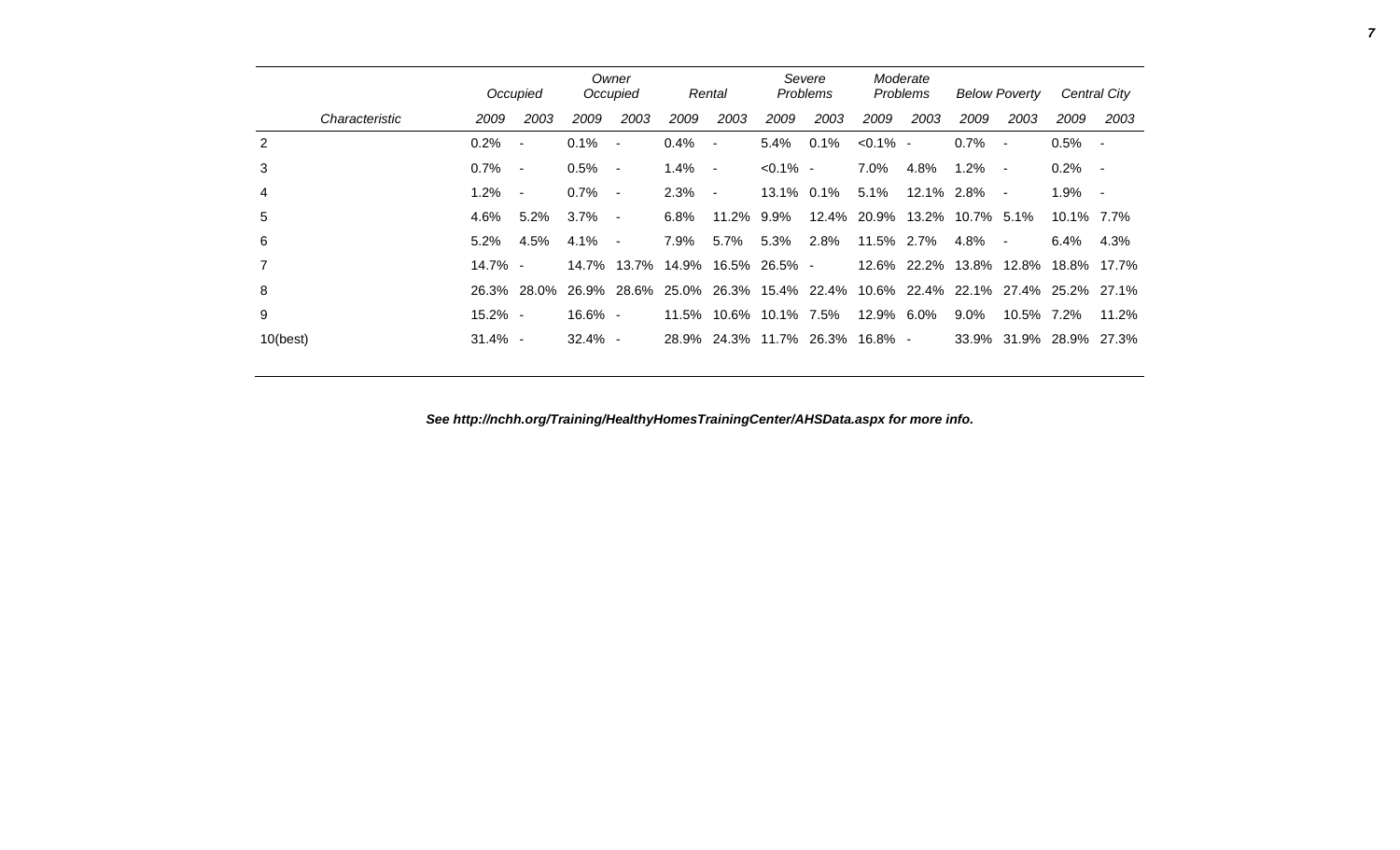| Characteristic | Occupied | | Owner Occupied | | Rental | | Severe Problems | | Moderate Problems | | Below Poverty | | Central City | |
|---|---|---|---|---|---|---|---|---|---|---|---|---|---|---|
| | 2009 | 2003 | 2009 | 2003 | 2009 | 2003 | 2009 | 2003 | 2009 | 2003 | 2009 | 2003 | 2009 | 2003 |
| 2 | 0.2% | - | 0.1% | - | 0.4% | - | 5.4% | 0.1% | <0.1% | - | 0.7% | - | 0.5% | - |
| 3 | 0.7% | - | 0.5% | - | 1.4% | - | <0.1% | - | 7.0% | 4.8% | 1.2% | - | 0.2% | - |
| 4 | 1.2% | - | 0.7% | - | 2.3% | - | 13.1% | 0.1% | 5.1% | 12.1% | 2.8% | - | 1.9% | - |
| 5 | 4.6% | 5.2% | 3.7% | - | 6.8% | 11.2% | 9.9% | 12.4% | 20.9% | 13.2% | 10.7% | 5.1% | 10.1% | 7.7% |
| 6 | 5.2% | 4.5% | 4.1% | - | 7.9% | 5.7% | 5.3% | 2.8% | 11.5% | 2.7% | 4.8% | - | 6.4% | 4.3% |
| 7 | 14.7% | - | 14.7% | 13.7% | 14.9% | 16.5% | 26.5% | - | 12.6% | 22.2% | 13.8% | 12.8% | 18.8% | 17.7% |
| 8 | 26.3% | 28.0% | 26.9% | 28.6% | 25.0% | 26.3% | 15.4% | 22.4% | 10.6% | 22.4% | 22.1% | 27.4% | 25.2% | 27.1% |
| 9 | 15.2% | - | 16.6% | - | 11.5% | 10.6% | 10.1% | 7.5% | 12.9% | 6.0% | 9.0% | 10.5% | 7.2% | 11.2% |
| 10(best) | 31.4% | - | 32.4% | - | 28.9% | 24.3% | 11.7% | 26.3% | 16.8% | - | 33.9% | 31.9% | 28.9% | 27.3% |

***See http://nchh.org/Training/HealthyHomesTrainingCenter/AHSData.aspx for more info.***